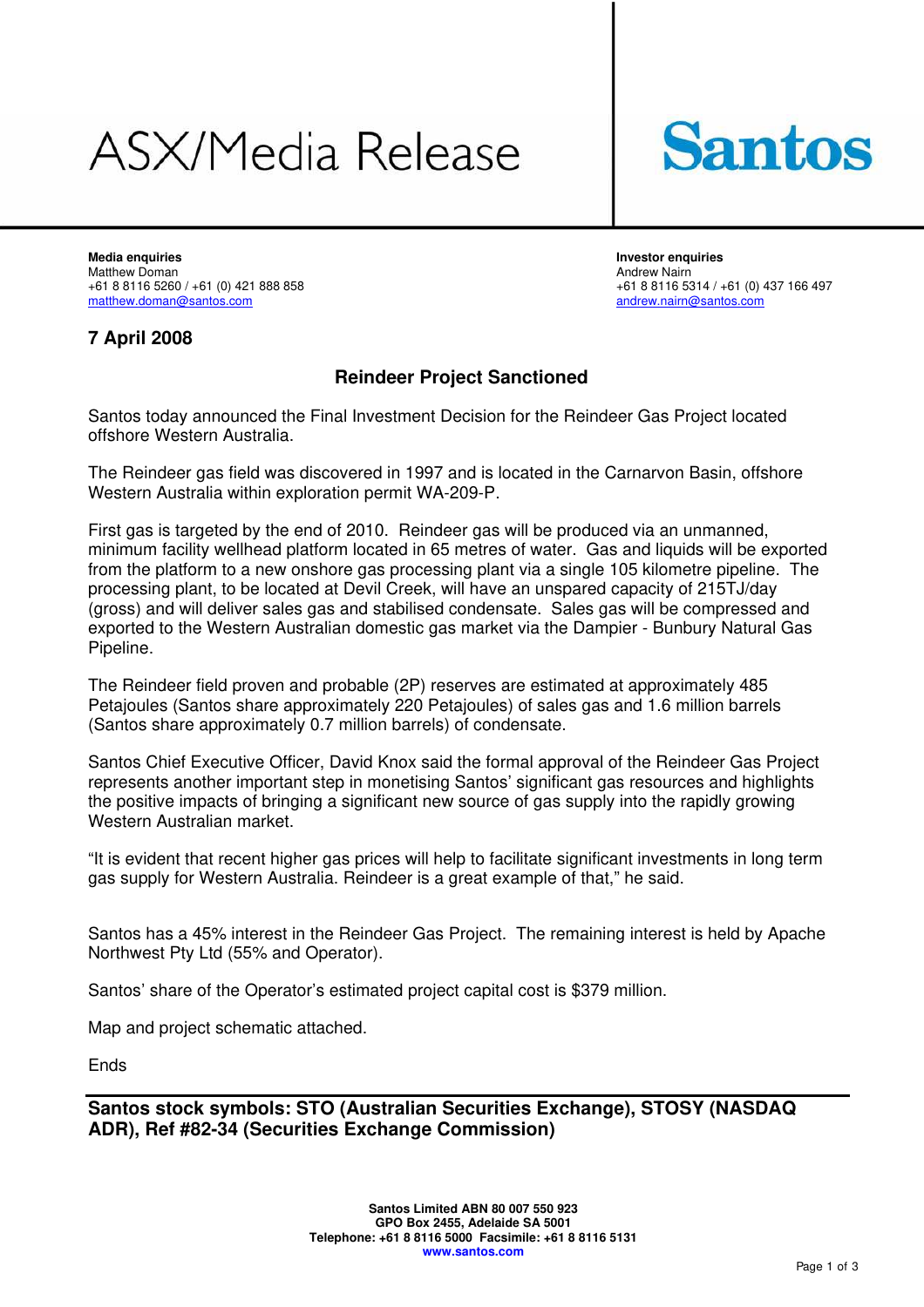# ASX/Media Release

**Santos**

**Media enquiries**
Matthew Doman
+61 8 8116 5260 / +61 (0) 421 888 858
matthew.doman@santos.com

**Investor enquiries**
Andrew Nairn
+61 8 8116 5314 / +61 (0) 437 166 497
andrew.nairn@santos.com

## 7 April 2008

## Reindeer Project Sanctioned

Santos today announced the Final Investment Decision for the Reindeer Gas Project located offshore Western Australia.

The Reindeer gas field was discovered in 1997 and is located in the Carnarvon Basin, offshore Western Australia within exploration permit WA-209-P.

First gas is targeted by the end of 2010. Reindeer gas will be produced via an unmanned, minimum facility wellhead platform located in 65 metres of water. Gas and liquids will be exported from the platform to a new onshore gas processing plant via a single 105 kilometre pipeline. The processing plant, to be located at Devil Creek, will have an unspared capacity of 215TJ/day (gross) and will deliver sales gas and stabilised condensate. Sales gas will be compressed and exported to the Western Australian domestic gas market via the Dampier - Bunbury Natural Gas Pipeline.

The Reindeer field proven and probable (2P) reserves are estimated at approximately 485 Petajoules (Santos share approximately 220 Petajoules) of sales gas and 1.6 million barrels (Santos share approximately 0.7 million barrels) of condensate.

Santos Chief Executive Officer, David Knox said the formal approval of the Reindeer Gas Project represents another important step in monetising Santos' significant gas resources and highlights the positive impacts of bringing a significant new source of gas supply into the rapidly growing Western Australian market.

"It is evident that recent higher gas prices will help to facilitate significant investments in long term gas supply for Western Australia. Reindeer is a great example of that," he said.

Santos has a 45% interest in the Reindeer Gas Project. The remaining interest is held by Apache Northwest Pty Ltd (55% and Operator).

Santos' share of the Operator's estimated project capital cost is $379 million.

Map and project schematic attached.

Ends

**Santos stock symbols: STO (Australian Securities Exchange), STOSY (NASDAQ ADR), Ref #82-34 (Securities Exchange Commission)**

**Santos Limited ABN 80 007 550 923**
**GPO Box 2455, Adelaide SA 5001**
**Telephone: +61 8 8116 5000 Facsimile: +61 8 8116 5131**
**www.santos.com**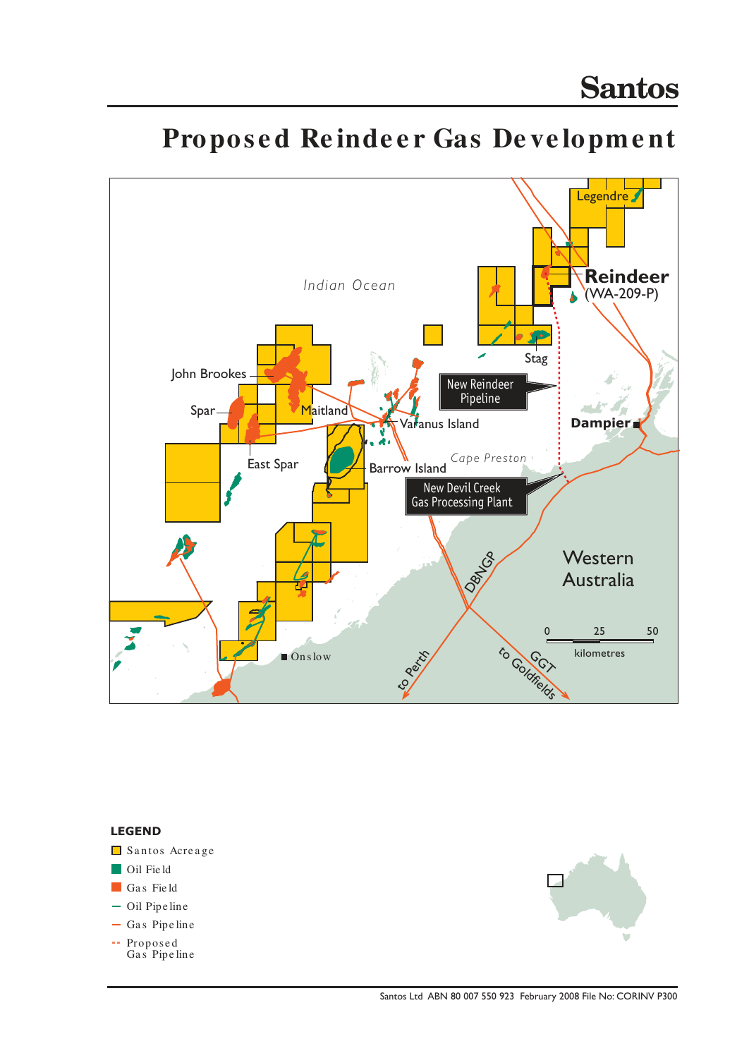# Proposed Reindeer Gas Development

Indian Ocean

Legendre

Reindeer
(WA-209-P)

Stag

John Brookes

Spar

Maitland

Varanus Island

New Reindeer Pipeline

Dampier

East Spar

Barrow Island

Cape Preston

New Devil Creek Gas Processing Plant

DBNGP

Western Australia

0 25 50
kilometres

Onslow

to Perth

GGT
to Goldfields

**LEGEND**

- Santos Acreage
- Oil Field
- Gas Field
- Oil Pipeline
- Gas Pipeline
- Proposed Gas Pipeline

Santos Ltd ABN 80 007 550 923 February 2008 File No: CORINV P300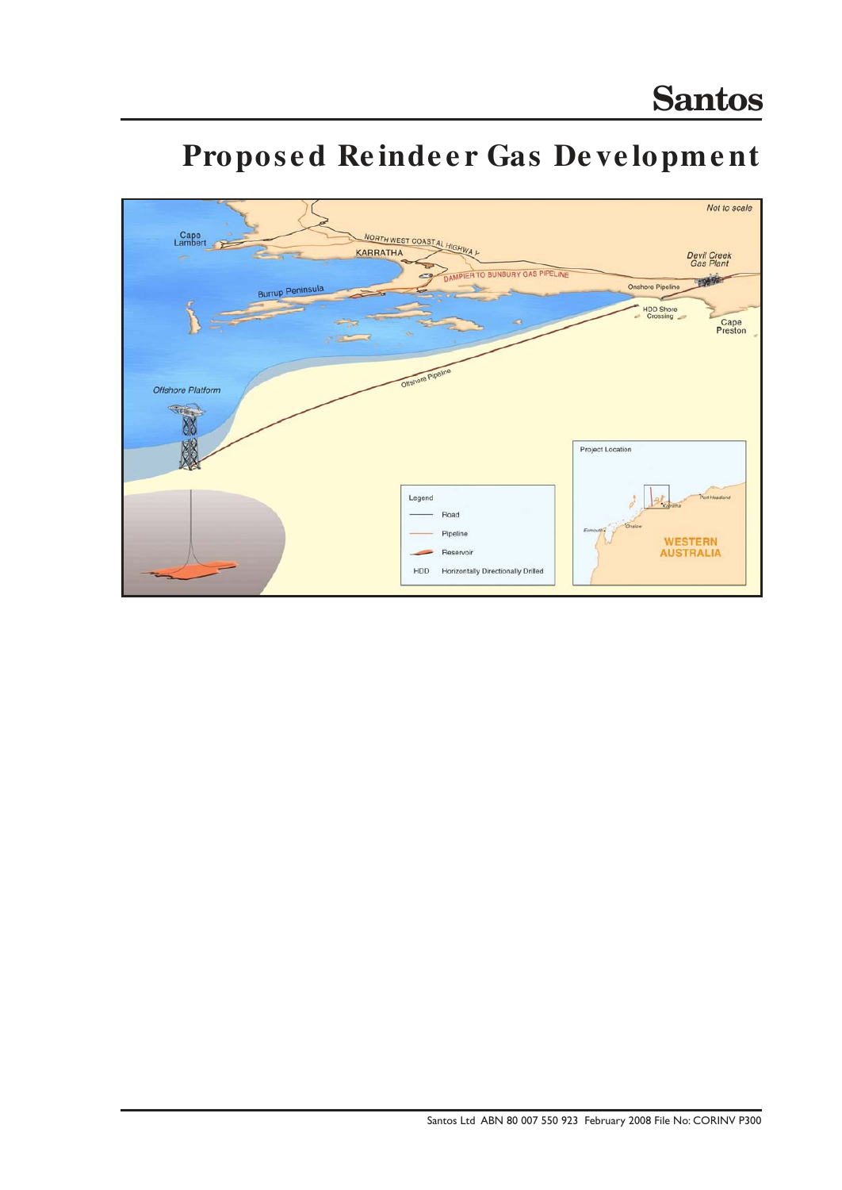Santos

# Proposed Reindeer Gas Development

Not to scale

Cape Lambert

NORTH WEST COASTAL HIGHWAY

KARRATHA

DAMPIER TO BUNBURY GAS PIPELINE

Devil Creek Gas Plant

Burrup Peninsula

Onshore Pipeline

HDD Shore Crossing

Cape Preston

Offshore Platform

Offshore Pipeline

Project Location

Karratha

Port Headland

Exmouth

Onslow

WESTERN AUSTRALIA

Legend

Road

Pipeline

Reservoir

HDD Horizontally Directionally Drilled

Santos Ltd ABN 80 007 550 923 February 2008 File No: CORINV P300